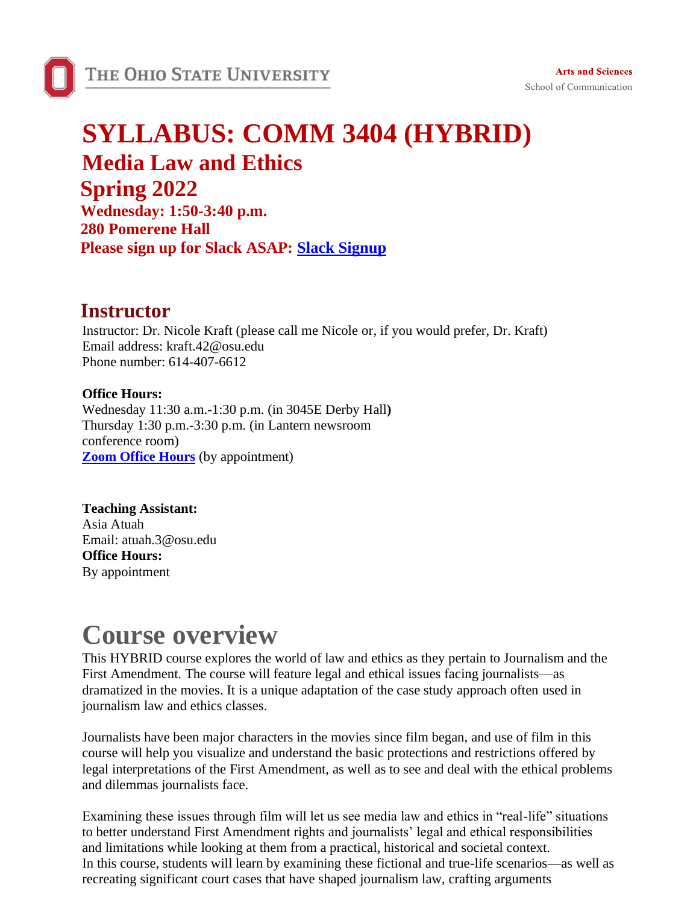The Ohio State University

**Arts and Sciences**
School of Communication

# SYLLABUS: COMM 3404 (HYBRID)

## Media Law and Ethics

## Spring 2022

### Wednesday: 1:50-3:40 p.m.

### 280 Pomerene Hall

### Please sign up for Slack ASAP: Slack Signup

## Instructor

Instructor: Dr. Nicole Kraft (please call me Nicole or, if you would prefer, Dr. Kraft)
Email address: kraft.42@osu.edu
Phone number: 614-407-6612

**Office Hours:**
Wednesday 11:30 a.m.-1:30 p.m. (in 3045E Derby Hall)
Thursday 1:30 p.m.-3:30 p.m. (in Lantern newsroom conference room)
**Zoom Office Hours** (by appointment)

**Teaching Assistant:**
Asia Atuah
Email: atuah.3@osu.edu
**Office Hours:**
By appointment

# Course overview

This HYBRID course explores the world of law and ethics as they pertain to Journalism and the First Amendment. The course will feature legal and ethical issues facing journalists—as dramatized in the movies. It is a unique adaptation of the case study approach often used in journalism law and ethics classes.

Journalists have been major characters in the movies since film began, and use of film in this course will help you visualize and understand the basic protections and restrictions offered by legal interpretations of the First Amendment, as well as to see and deal with the ethical problems and dilemmas journalists face.

Examining these issues through film will let us see media law and ethics in "real-life" situations to better understand First Amendment rights and journalists' legal and ethical responsibilities and limitations while looking at them from a practical, historical and societal context.
In this course, students will learn by examining these fictional and true-life scenarios—as well as recreating significant court cases that have shaped journalism law, crafting arguments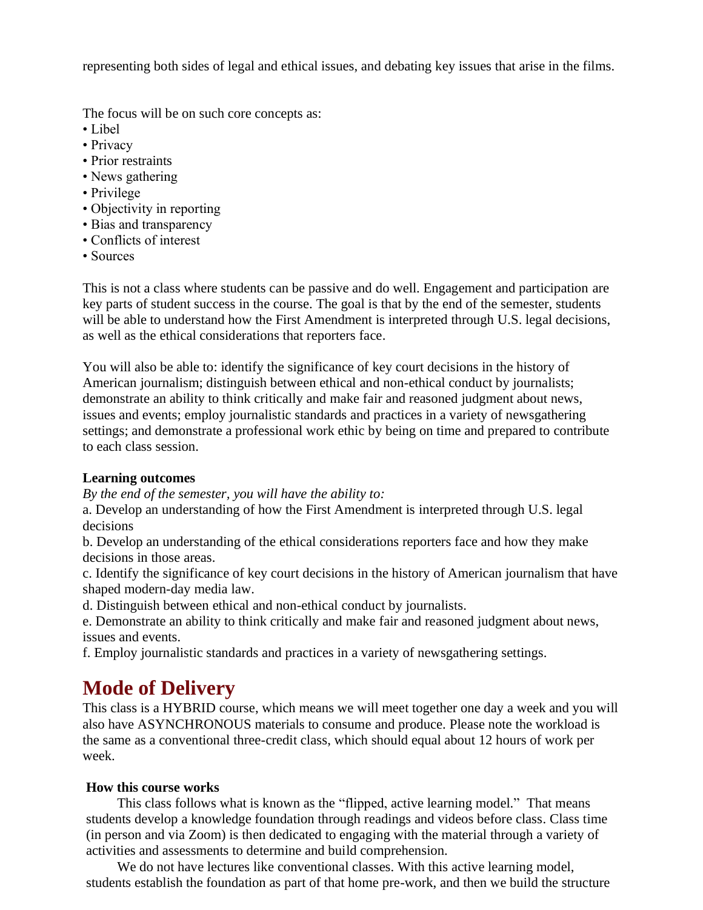representing both sides of legal and ethical issues, and debating key issues that arise in the films.

The focus will be on such core concepts as:
- Libel
- Privacy
- Prior restraints
- News gathering
- Privilege
- Objectivity in reporting
- Bias and transparency
- Conflicts of interest
- Sources

This is not a class where students can be passive and do well. Engagement and participation are key parts of student success in the course. The goal is that by the end of the semester, students will be able to understand how the First Amendment is interpreted through U.S. legal decisions, as well as the ethical considerations that reporters face.

You will also be able to: identify the significance of key court decisions in the history of American journalism; distinguish between ethical and non-ethical conduct by journalists; demonstrate an ability to think critically and make fair and reasoned judgment about news, issues and events; employ journalistic standards and practices in a variety of newsgathering settings; and demonstrate a professional work ethic by being on time and prepared to contribute to each class session.

**Learning outcomes**

*By the end of the semester, you will have the ability to:*

a. Develop an understanding of how the First Amendment is interpreted through U.S. legal decisions

b. Develop an understanding of the ethical considerations reporters face and how they make decisions in those areas.

c. Identify the significance of key court decisions in the history of American journalism that have shaped modern-day media law.

d. Distinguish between ethical and non-ethical conduct by journalists.

e. Demonstrate an ability to think critically and make fair and reasoned judgment about news, issues and events.

f. Employ journalistic standards and practices in a variety of newsgathering settings.

# Mode of Delivery

This class is a HYBRID course, which means we will meet together one day a week and you will also have ASYNCHRONOUS materials to consume and produce. Please note the workload is the same as a conventional three-credit class, which should equal about 12 hours of work per week.

**How this course works**

This class follows what is known as the "flipped, active learning model." That means students develop a knowledge foundation through readings and videos before class. Class time (in person and via Zoom) is then dedicated to engaging with the material through a variety of activities and assessments to determine and build comprehension.

We do not have lectures like conventional classes. With this active learning model, students establish the foundation as part of that home pre-work, and then we build the structure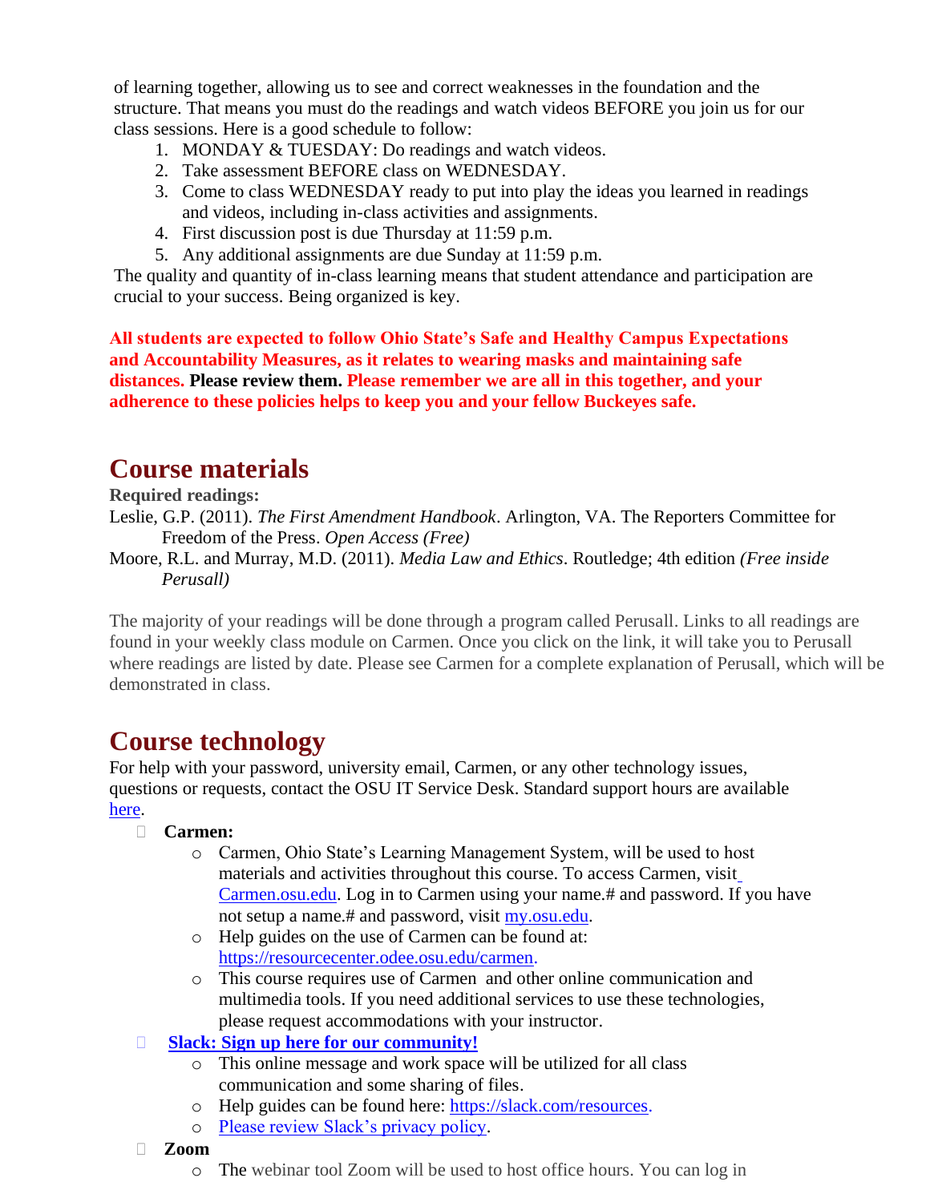of learning together, allowing us to see and correct weaknesses in the foundation and the structure. That means you must do the readings and watch videos BEFORE you join us for our class sessions. Here is a good schedule to follow:

1. MONDAY & TUESDAY: Do readings and watch videos.
2. Take assessment BEFORE class on WEDNESDAY.
3. Come to class WEDNESDAY ready to put into play the ideas you learned in readings and videos, including in-class activities and assignments.
4. First discussion post is due Thursday at 11:59 p.m.
5. Any additional assignments are due Sunday at 11:59 p.m.

The quality and quantity of in-class learning means that student attendance and participation are crucial to your success. Being organized is key.

**All students are expected to follow Ohio State's Safe and Healthy Campus Expectations and Accountability Measures, as it relates to wearing masks and maintaining safe distances. Please review them. Please remember we are all in this together, and your adherence to these policies helps to keep you and your fellow Buckeyes safe.**

## Course materials

**Required readings:**

Leslie, G.P. (2011). *The First Amendment Handbook*. Arlington, VA. The Reporters Committee for Freedom of the Press. *Open Access (Free)*

Moore, R.L. and Murray, M.D. (2011). *Media Law and Ethics*. Routledge; 4th edition *(Free inside Perusall)*

The majority of your readings will be done through a program called Perusall. Links to all readings are found in your weekly class module on Carmen. Once you click on the link, it will take you to Perusall where readings are listed by date. Please see Carmen for a complete explanation of Perusall, which will be demonstrated in class.

## Course technology

For help with your password, university email, Carmen, or any other technology issues, questions or requests, contact the OSU IT Service Desk. Standard support hours are available here.

- **Carmen:**
  - Carmen, Ohio State's Learning Management System, will be used to host materials and activities throughout this course. To access Carmen, visit Carmen.osu.edu. Log in to Carmen using your name.# and password. If you have not setup a name.# and password, visit my.osu.edu.
  - Help guides on the use of Carmen can be found at: https://resourcecenter.odee.osu.edu/carmen.
  - This course requires use of Carmen and other online communication and multimedia tools. If you need additional services to use these technologies, please request accommodations with your instructor.
- **Slack: Sign up here for our community!**
  - This online message and work space will be utilized for all class communication and some sharing of files.
  - Help guides can be found here: https://slack.com/resources.
  - Please review Slack's privacy policy.
- **Zoom**
  - The webinar tool Zoom will be used to host office hours. You can log in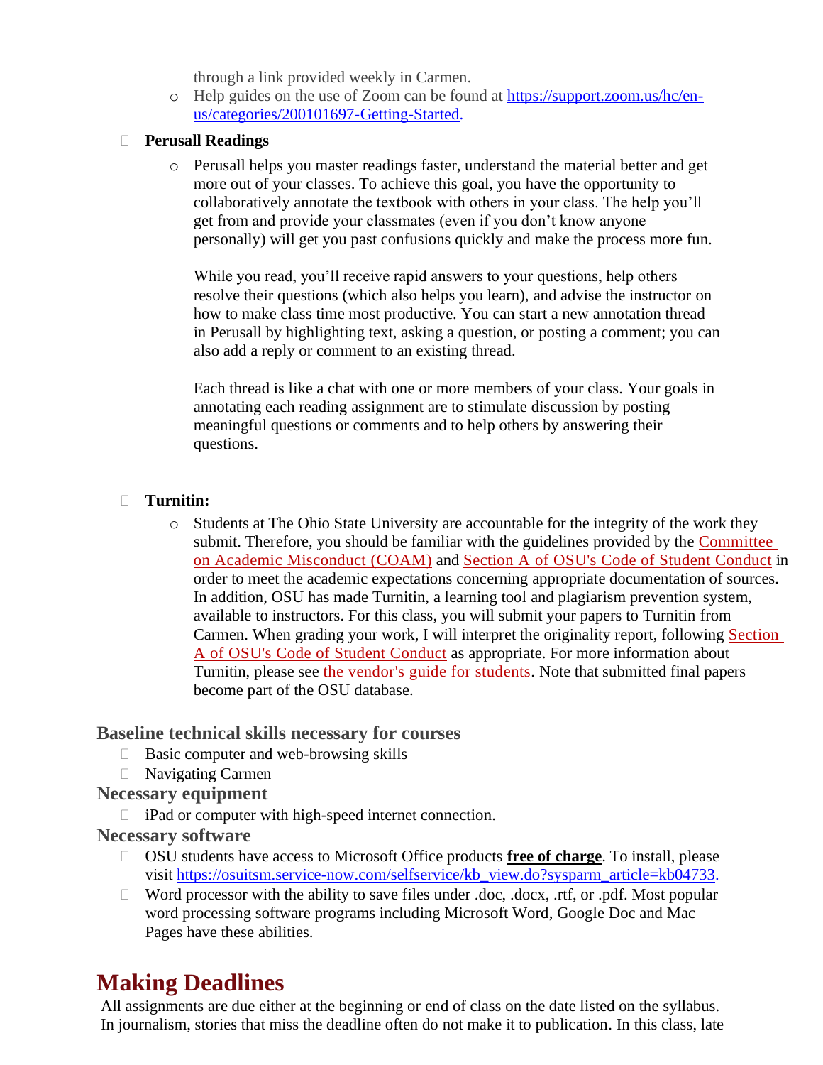through a link provided weekly in Carmen.
  - Help guides on the use of Zoom can be found at [https://support.zoom.us/hc/en-us/categories/200101697-Getting-Started](https://support.zoom.us/hc/en-us/categories/200101697-Getting-Started).

- **Perusall Readings**
  - Perusall helps you master readings faster, understand the material better and get more out of your classes. To achieve this goal, you have the opportunity to collaboratively annotate the textbook with others in your class. The help you'll get from and provide your classmates (even if you don't know anyone personally) will get you past confusions quickly and make the process more fun.

    While you read, you'll receive rapid answers to your questions, help others resolve their questions (which also helps you learn), and advise the instructor on how to make class time most productive. You can start a new annotation thread in Perusall by highlighting text, asking a question, or posting a comment; you can also add a reply or comment to an existing thread.

    Each thread is like a chat with one or more members of your class. Your goals in annotating each reading assignment are to stimulate discussion by posting meaningful questions or comments and to help others by answering their questions.

- **Turnitin:**
  - Students at The Ohio State University are accountable for the integrity of the work they submit. Therefore, you should be familiar with the guidelines provided by the Committee on Academic Misconduct (COAM) and Section A of OSU's Code of Student Conduct in order to meet the academic expectations concerning appropriate documentation of sources. In addition, OSU has made Turnitin, a learning tool and plagiarism prevention system, available to instructors. For this class, you will submit your papers to Turnitin from Carmen. When grading your work, I will interpret the originality report, following Section A of OSU's Code of Student Conduct as appropriate. For more information about Turnitin, please see the vendor's guide for students. Note that submitted final papers become part of the OSU database.

### Baseline technical skills necessary for courses

- Basic computer and web-browsing skills
- Navigating Carmen

### Necessary equipment

- iPad or computer with high-speed internet connection.

### Necessary software

- OSU students have access to Microsoft Office products **free of charge**. To install, please visit [https://osuitsm.service-now.com/selfservice/kb_view.do?sysparm_article=kb04733](https://osuitsm.service-now.com/selfservice/kb_view.do?sysparm_article=kb04733).
- Word processor with the ability to save files under .doc, .docx, .rtf, or .pdf. Most popular word processing software programs including Microsoft Word, Google Doc and Mac Pages have these abilities.

## Making Deadlines

All assignments are due either at the beginning or end of class on the date listed on the syllabus. In journalism, stories that miss the deadline often do not make it to publication. In this class, late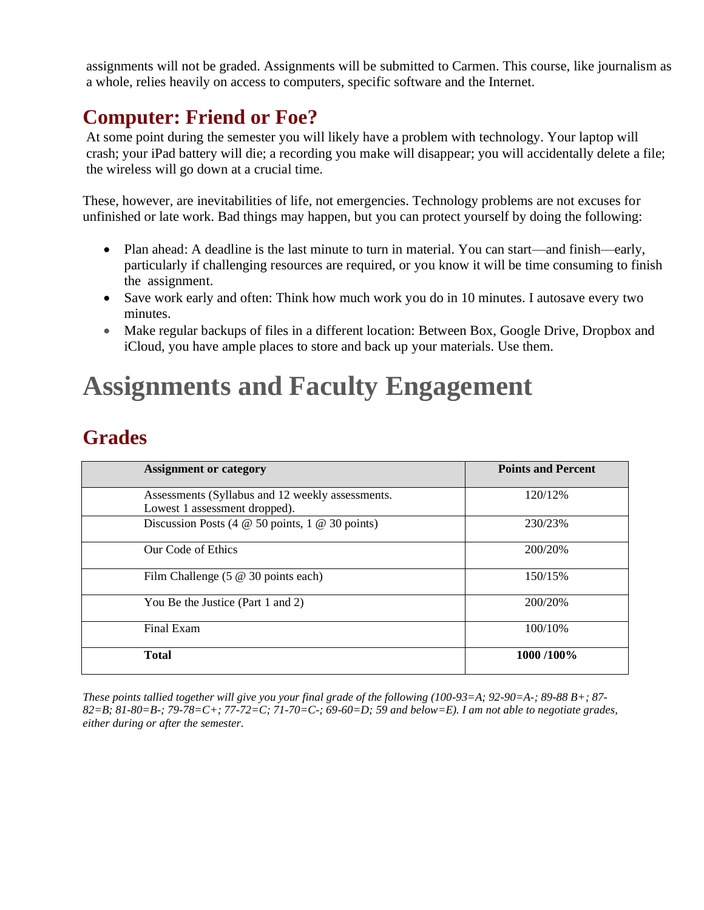assignments will not be graded. Assignments will be submitted to Carmen. This course, like journalism as a whole, relies heavily on access to computers, specific software and the Internet.

## Computer: Friend or Foe?

At some point during the semester you will likely have a problem with technology. Your laptop will crash; your iPad battery will die; a recording you make will disappear; you will accidentally delete a file; the wireless will go down at a crucial time.

These, however, are inevitabilities of life, not emergencies. Technology problems are not excuses for unfinished or late work. Bad things may happen, but you can protect yourself by doing the following:

- Plan ahead: A deadline is the last minute to turn in material. You can start—and finish—early, particularly if challenging resources are required, or you know it will be time consuming to finish the assignment.
- Save work early and often: Think how much work you do in 10 minutes. I autosave every two minutes.
- Make regular backups of files in a different location: Between Box, Google Drive, Dropbox and iCloud, you have ample places to store and back up your materials. Use them.

# Assignments and Faculty Engagement

## Grades

| Assignment or category | Points and Percent |
|---|---|
| Assessments (Syllabus and 12 weekly assessments. Lowest 1 assessment dropped). | 120/12% |
| Discussion Posts (4 @ 50 points, 1 @ 30 points) | 230/23% |
| Our Code of Ethics | 200/20% |
| Film Challenge (5 @ 30 points each) | 150/15% |
| You Be the Justice (Part 1 and 2) | 200/20% |
| Final Exam | 100/10% |
| **Total** | **1000 /100%** |

*These points tallied together will give you your final grade of the following (100-93=A; 92-90=A-; 89-88 B+; 87-82=B; 81-80=B-; 79-78=C+; 77-72=C; 71-70=C-; 69-60=D; 59 and below=E). I am not able to negotiate grades, either during or after the semester.*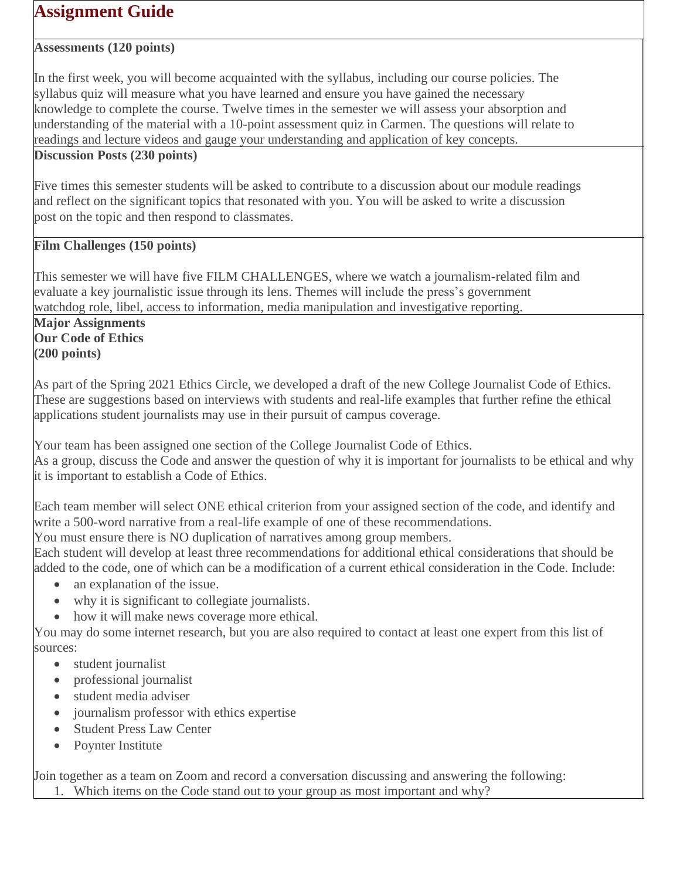# Assignment Guide

**Assessments (120 points)**

In the first week, you will become acquainted with the syllabus, including our course policies. The syllabus quiz will measure what you have learned and ensure you have gained the necessary knowledge to complete the course. Twelve times in the semester we will assess your absorption and understanding of the material with a 10-point assessment quiz in Carmen. The questions will relate to readings and lecture videos and gauge your understanding and application of key concepts.

**Discussion Posts (230 points)**

Five times this semester students will be asked to contribute to a discussion about our module readings and reflect on the significant topics that resonated with you. You will be asked to write a discussion post on the topic and then respond to classmates.

**Film Challenges (150 points)**

This semester we will have five FILM CHALLENGES, where we watch a journalism-related film and evaluate a key journalistic issue through its lens. Themes will include the press's government watchdog role, libel, access to information, media manipulation and investigative reporting.

**Major Assignments**
**Our Code of Ethics**
**(200 points)**

As part of the Spring 2021 Ethics Circle, we developed a draft of the new College Journalist Code of Ethics. These are suggestions based on interviews with students and real-life examples that further refine the ethical applications student journalists may use in their pursuit of campus coverage.

Your team has been assigned one section of the College Journalist Code of Ethics.
As a group, discuss the Code and answer the question of why it is important for journalists to be ethical and why it is important to establish a Code of Ethics.

Each team member will select ONE ethical criterion from your assigned section of the code, and identify and write a 500-word narrative from a real-life example of one of these recommendations.
You must ensure there is NO duplication of narratives among group members.
Each student will develop at least three recommendations for additional ethical considerations that should be added to the code, one of which can be a modification of a current ethical consideration in the Code. Include:

- an explanation of the issue.
- why it is significant to collegiate journalists.
- how it will make news coverage more ethical.

You may do some internet research, but you are also required to contact at least one expert from this list of sources:

- student journalist
- professional journalist
- student media adviser
- journalism professor with ethics expertise
- Student Press Law Center
- Poynter Institute

Join together as a team on Zoom and record a conversation discussing and answering the following:

1. Which items on the Code stand out to your group as most important and why?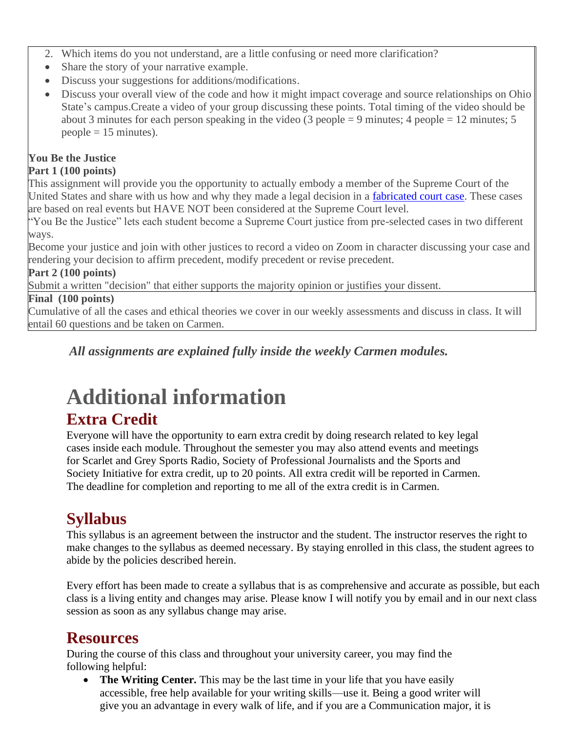2. Which items do you not understand, are a little confusing or need more clarification?

- Share the story of your narrative example.
- Discuss your suggestions for additions/modifications.
- Discuss your overall view of the code and how it might impact coverage and source relationships on Ohio State's campus.Create a video of your group discussing these points. Total timing of the video should be about 3 minutes for each person speaking in the video (3 people = 9 minutes; 4 people = 12 minutes; 5 people = 15 minutes).

**You Be the Justice**
**Part 1 (100 points)**

This assignment will provide you the opportunity to actually embody a member of the Supreme Court of the United States and share with us how and why they made a legal decision in a fabricated court case. These cases are based on real events but HAVE NOT been considered at the Supreme Court level.

"You Be the Justice" lets each student become a Supreme Court justice from pre-selected cases in two different ways.

Become your justice and join with other justices to record a video on Zoom in character discussing your case and rendering your decision to affirm precedent, modify precedent or revise precedent.

**Part 2 (100 points)**

Submit a written "decision" that either supports the majority opinion or justifies your dissent.

**Final (100 points)**

Cumulative of all the cases and ethical theories we cover in our weekly assessments and discuss in class. It will entail 60 questions and be taken on Carmen.

***All assignments are explained fully inside the weekly Carmen modules.***

# Additional information

## Extra Credit

Everyone will have the opportunity to earn extra credit by doing research related to key legal cases inside each module. Throughout the semester you may also attend events and meetings for Scarlet and Grey Sports Radio, Society of Professional Journalists and the Sports and Society Initiative for extra credit, up to 20 points. All extra credit will be reported in Carmen. The deadline for completion and reporting to me all of the extra credit is in Carmen.

## Syllabus

This syllabus is an agreement between the instructor and the student. The instructor reserves the right to make changes to the syllabus as deemed necessary. By staying enrolled in this class, the student agrees to abide by the policies described herein.

Every effort has been made to create a syllabus that is as comprehensive and accurate as possible, but each class is a living entity and changes may arise. Please know I will notify you by email and in our next class session as soon as any syllabus change may arise.

## Resources

During the course of this class and throughout your university career, you may find the following helpful:

- **The Writing Center.** This may be the last time in your life that you have easily accessible, free help available for your writing skills—use it. Being a good writer will give you an advantage in every walk of life, and if you are a Communication major, it is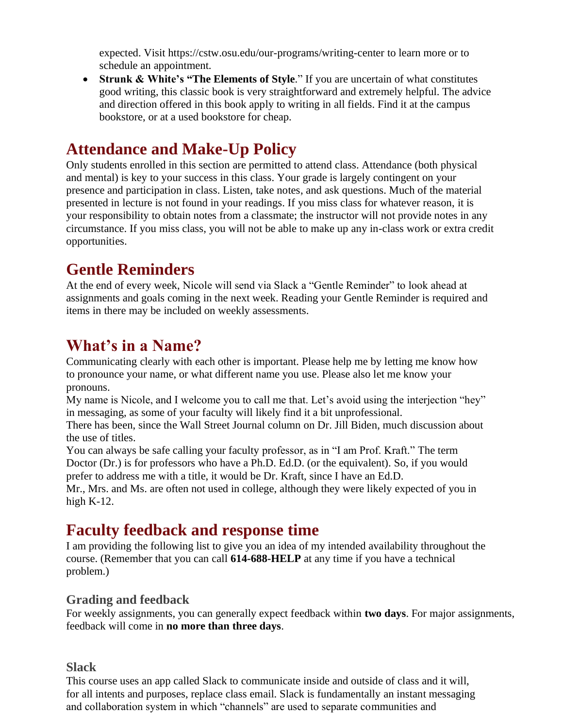expected. Visit https://cstw.osu.edu/our-programs/writing-center to learn more or to schedule an appointment.

- **Strunk & White's "The Elements of Style**." If you are uncertain of what constitutes good writing, this classic book is very straightforward and extremely helpful. The advice and direction offered in this book apply to writing in all fields. Find it at the campus bookstore, or at a used bookstore for cheap.

## Attendance and Make-Up Policy

Only students enrolled in this section are permitted to attend class. Attendance (both physical and mental) is key to your success in this class. Your grade is largely contingent on your presence and participation in class. Listen, take notes, and ask questions. Much of the material presented in lecture is not found in your readings. If you miss class for whatever reason, it is your responsibility to obtain notes from a classmate; the instructor will not provide notes in any circumstance. If you miss class, you will not be able to make up any in-class work or extra credit opportunities.

## Gentle Reminders

At the end of every week, Nicole will send via Slack a "Gentle Reminder" to look ahead at assignments and goals coming in the next week. Reading your Gentle Reminder is required and items in there may be included on weekly assessments.

## What's in a Name?

Communicating clearly with each other is important. Please help me by letting me know how to pronounce your name, or what different name you use. Please also let me know your pronouns.

My name is Nicole, and I welcome you to call me that. Let's avoid using the interjection "hey" in messaging, as some of your faculty will likely find it a bit unprofessional.

There has been, since the Wall Street Journal column on Dr. Jill Biden, much discussion about the use of titles.

You can always be safe calling your faculty professor, as in "I am Prof. Kraft." The term Doctor (Dr.) is for professors who have a Ph.D. Ed.D. (or the equivalent). So, if you would prefer to address me with a title, it would be Dr. Kraft, since I have an Ed.D.

Mr., Mrs. and Ms. are often not used in college, although they were likely expected of you in high K-12.

## Faculty feedback and response time

I am providing the following list to give you an idea of my intended availability throughout the course. (Remember that you can call **614-688-HELP** at any time if you have a technical problem.)

### Grading and feedback

For weekly assignments, you can generally expect feedback within **two days**. For major assignments, feedback will come in **no more than three days**.

### Slack

This course uses an app called Slack to communicate inside and outside of class and it will, for all intents and purposes, replace class email. Slack is fundamentally an instant messaging and collaboration system in which "channels" are used to separate communities and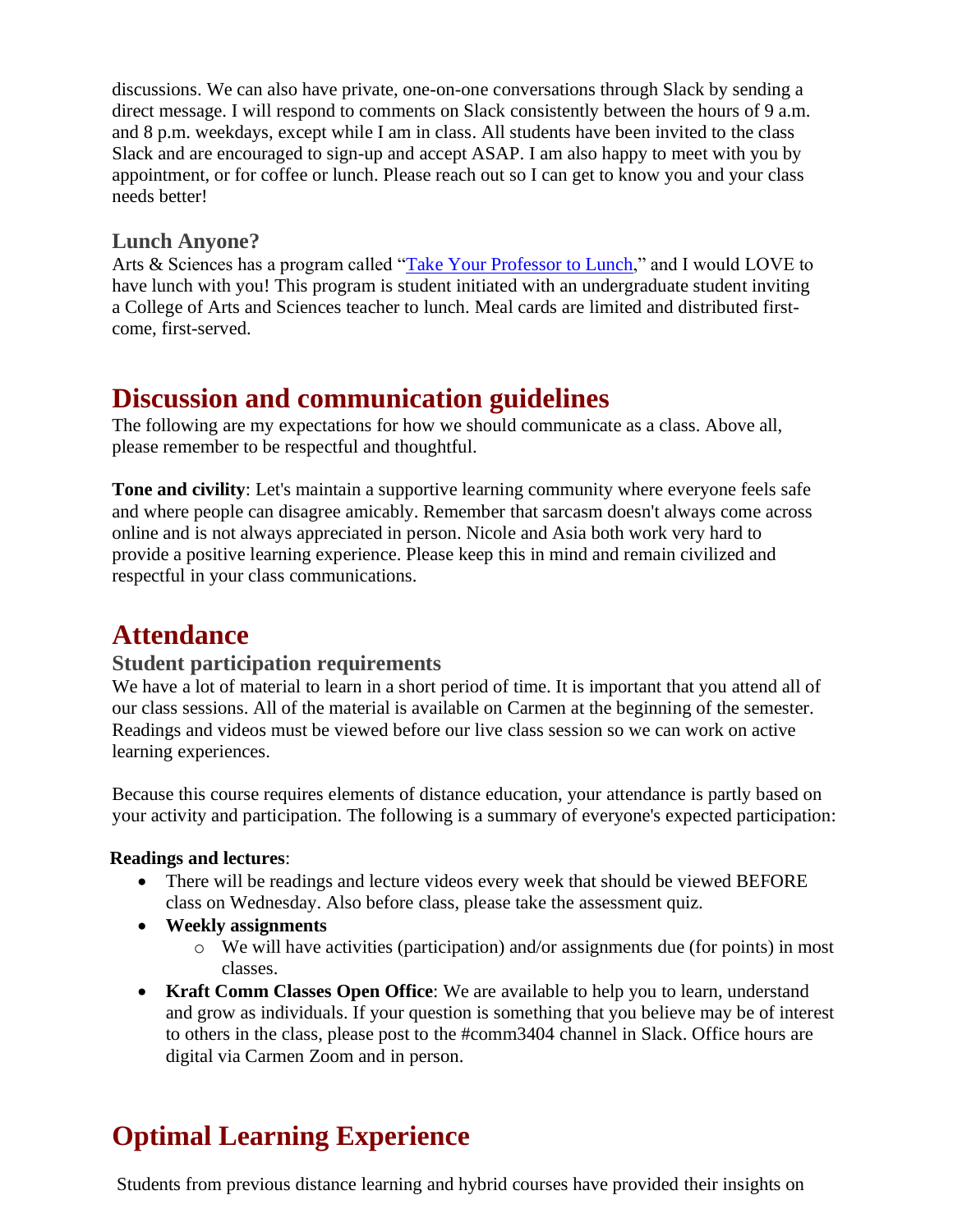discussions. We can also have private, one-on-one conversations through Slack by sending a direct message. I will respond to comments on Slack consistently between the hours of 9 a.m. and 8 p.m. weekdays, except while I am in class. All students have been invited to the class Slack and are encouraged to sign-up and accept ASAP. I am also happy to meet with you by appointment, or for coffee or lunch. Please reach out so I can get to know you and your class needs better!

### Lunch Anyone?

Arts & Sciences has a program called "[Take Your Professor to Lunch](#)," and I would LOVE to have lunch with you! This program is student initiated with an undergraduate student inviting a College of Arts and Sciences teacher to lunch. Meal cards are limited and distributed first-come, first-served.

## Discussion and communication guidelines

The following are my expectations for how we should communicate as a class. Above all, please remember to be respectful and thoughtful.

**Tone and civility**: Let's maintain a supportive learning community where everyone feels safe and where people can disagree amicably. Remember that sarcasm doesn't always come across online and is not always appreciated in person. Nicole and Asia both work very hard to provide a positive learning experience. Please keep this in mind and remain civilized and respectful in your class communications.

## Attendance

### Student participation requirements

We have a lot of material to learn in a short period of time. It is important that you attend all of our class sessions. All of the material is available on Carmen at the beginning of the semester. Readings and videos must be viewed before our live class session so we can work on active learning experiences.

Because this course requires elements of distance education, your attendance is partly based on your activity and participation. The following is a summary of everyone's expected participation:

**Readings and lectures**:

- There will be readings and lecture videos every week that should be viewed BEFORE class on Wednesday. Also before class, please take the assessment quiz.
- **Weekly assignments**
  - We will have activities (participation) and/or assignments due (for points) in most classes.
- **Kraft Comm Classes Open Office**: We are available to help you to learn, understand and grow as individuals. If your question is something that you believe may be of interest to others in the class, please post to the #comm3404 channel in Slack. Office hours are digital via Carmen Zoom and in person.

## Optimal Learning Experience

Students from previous distance learning and hybrid courses have provided their insights on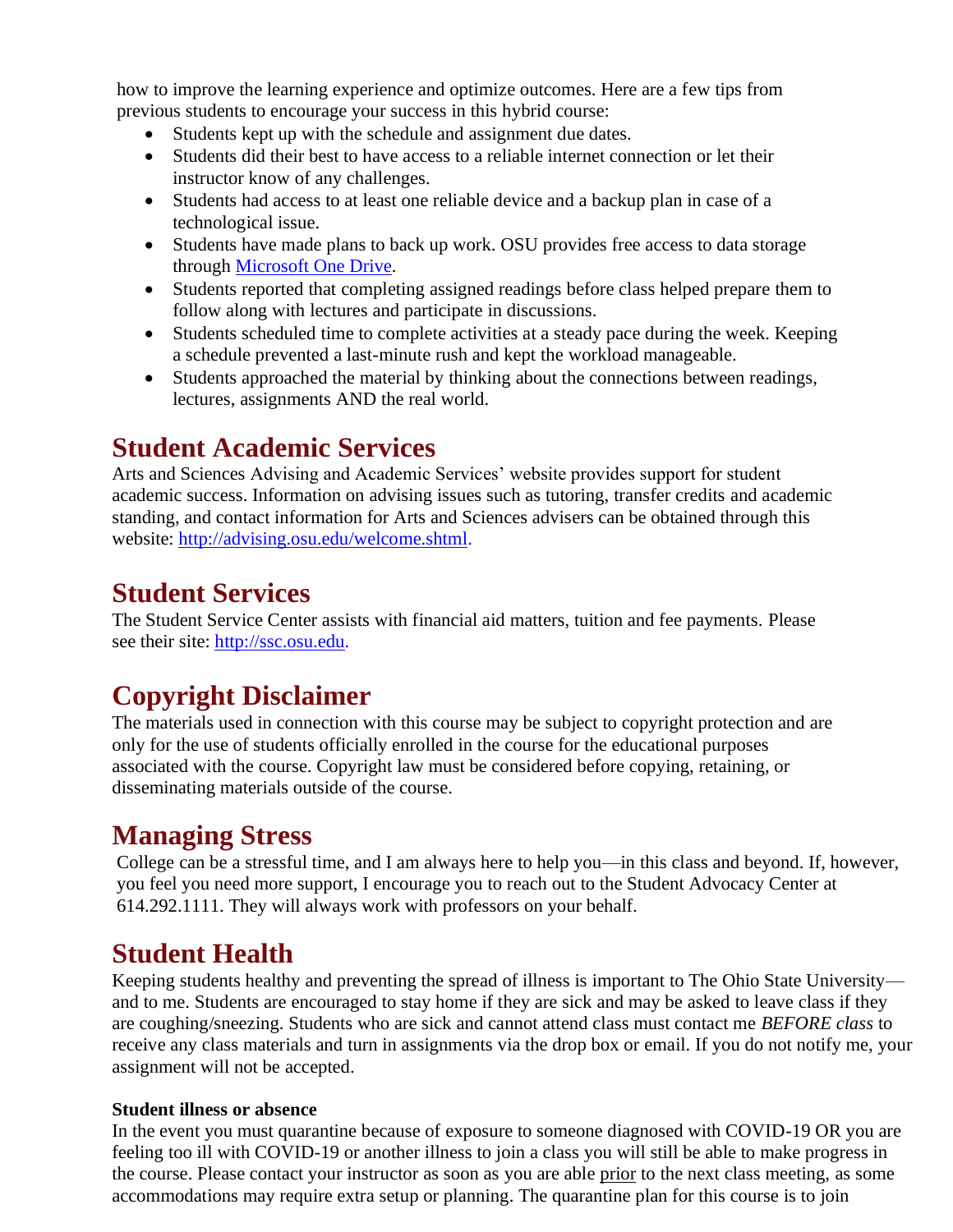how to improve the learning experience and optimize outcomes. Here are a few tips from previous students to encourage your success in this hybrid course:

- Students kept up with the schedule and assignment due dates.
- Students did their best to have access to a reliable internet connection or let their instructor know of any challenges.
- Students had access to at least one reliable device and a backup plan in case of a technological issue.
- Students have made plans to back up work. OSU provides free access to data storage through [Microsoft One Drive](#).
- Students reported that completing assigned readings before class helped prepare them to follow along with lectures and participate in discussions.
- Students scheduled time to complete activities at a steady pace during the week. Keeping a schedule prevented a last-minute rush and kept the workload manageable.
- Students approached the material by thinking about the connections between readings, lectures, assignments AND the real world.

## Student Academic Services

Arts and Sciences Advising and Academic Services' website provides support for student academic success. Information on advising issues such as tutoring, transfer credits and academic standing, and contact information for Arts and Sciences advisers can be obtained through this website: [http://advising.osu.edu/welcome.shtml](http://advising.osu.edu/welcome.shtml).

## Student Services

The Student Service Center assists with financial aid matters, tuition and fee payments. Please see their site: [http://ssc.osu.edu](http://ssc.osu.edu).

## Copyright Disclaimer

The materials used in connection with this course may be subject to copyright protection and are only for the use of students officially enrolled in the course for the educational purposes associated with the course. Copyright law must be considered before copying, retaining, or disseminating materials outside of the course.

## Managing Stress

College can be a stressful time, and I am always here to help you—in this class and beyond. If, however, you feel you need more support, I encourage you to reach out to the Student Advocacy Center at 614.292.1111. They will always work with professors on your behalf.

## Student Health

Keeping students healthy and preventing the spread of illness is important to The Ohio State University—and to me. Students are encouraged to stay home if they are sick and may be asked to leave class if they are coughing/sneezing. Students who are sick and cannot attend class must contact me *BEFORE class* to receive any class materials and turn in assignments via the drop box or email. If you do not notify me, your assignment will not be accepted.

**Student illness or absence**

In the event you must quarantine because of exposure to someone diagnosed with COVID-19 OR you are feeling too ill with COVID-19 or another illness to join a class you will still be able to make progress in the course. Please contact your instructor as soon as you are able prior to the next class meeting, as some accommodations may require extra setup or planning. The quarantine plan for this course is to join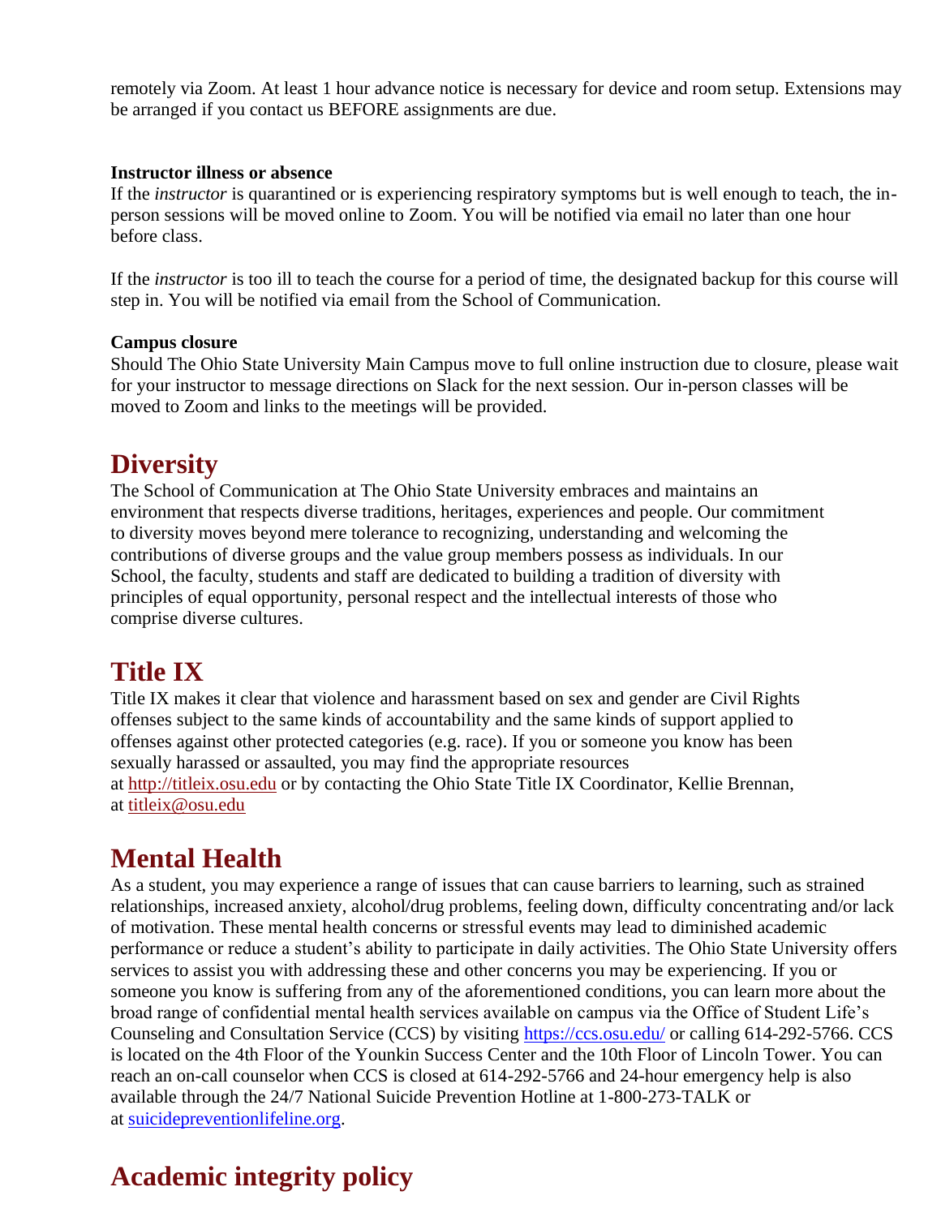remotely via Zoom. At least 1 hour advance notice is necessary for device and room setup. Extensions may be arranged if you contact us BEFORE assignments are due.

**Instructor illness or absence**
If the *instructor* is quarantined or is experiencing respiratory symptoms but is well enough to teach, the in-person sessions will be moved online to Zoom. You will be notified via email no later than one hour before class.

If the *instructor* is too ill to teach the course for a period of time, the designated backup for this course will step in. You will be notified via email from the School of Communication.

**Campus closure**
Should The Ohio State University Main Campus move to full online instruction due to closure, please wait for your instructor to message directions on Slack for the next session. Our in-person classes will be moved to Zoom and links to the meetings will be provided.

## Diversity

The School of Communication at The Ohio State University embraces and maintains an environment that respects diverse traditions, heritages, experiences and people. Our commitment to diversity moves beyond mere tolerance to recognizing, understanding and welcoming the contributions of diverse groups and the value group members possess as individuals. In our School, the faculty, students and staff are dedicated to building a tradition of diversity with principles of equal opportunity, personal respect and the intellectual interests of those who comprise diverse cultures.

## Title IX

Title IX makes it clear that violence and harassment based on sex and gender are Civil Rights offenses subject to the same kinds of accountability and the same kinds of support applied to offenses against other protected categories (e.g. race). If you or someone you know has been sexually harassed or assaulted, you may find the appropriate resources at [http://titleix.osu.edu](http://titleix.osu.edu) or by contacting the Ohio State Title IX Coordinator, Kellie Brennan, at [titleix@osu.edu](mailto:titleix@osu.edu)

## Mental Health

As a student, you may experience a range of issues that can cause barriers to learning, such as strained relationships, increased anxiety, alcohol/drug problems, feeling down, difficulty concentrating and/or lack of motivation. These mental health concerns or stressful events may lead to diminished academic performance or reduce a student's ability to participate in daily activities. The Ohio State University offers services to assist you with addressing these and other concerns you may be experiencing. If you or someone you know is suffering from any of the aforementioned conditions, you can learn more about the broad range of confidential mental health services available on campus via the Office of Student Life's Counseling and Consultation Service (CCS) by visiting [https://ccs.osu.edu/](https://ccs.osu.edu/) or calling 614-292-5766. CCS is located on the 4th Floor of the Younkin Success Center and the 10th Floor of Lincoln Tower. You can reach an on-call counselor when CCS is closed at 614-292-5766 and 24-hour emergency help is also available through the 24/7 National Suicide Prevention Hotline at 1-800-273-TALK or at [suicidepreventionlifeline.org](http://suicidepreventionlifeline.org).

## Academic integrity policy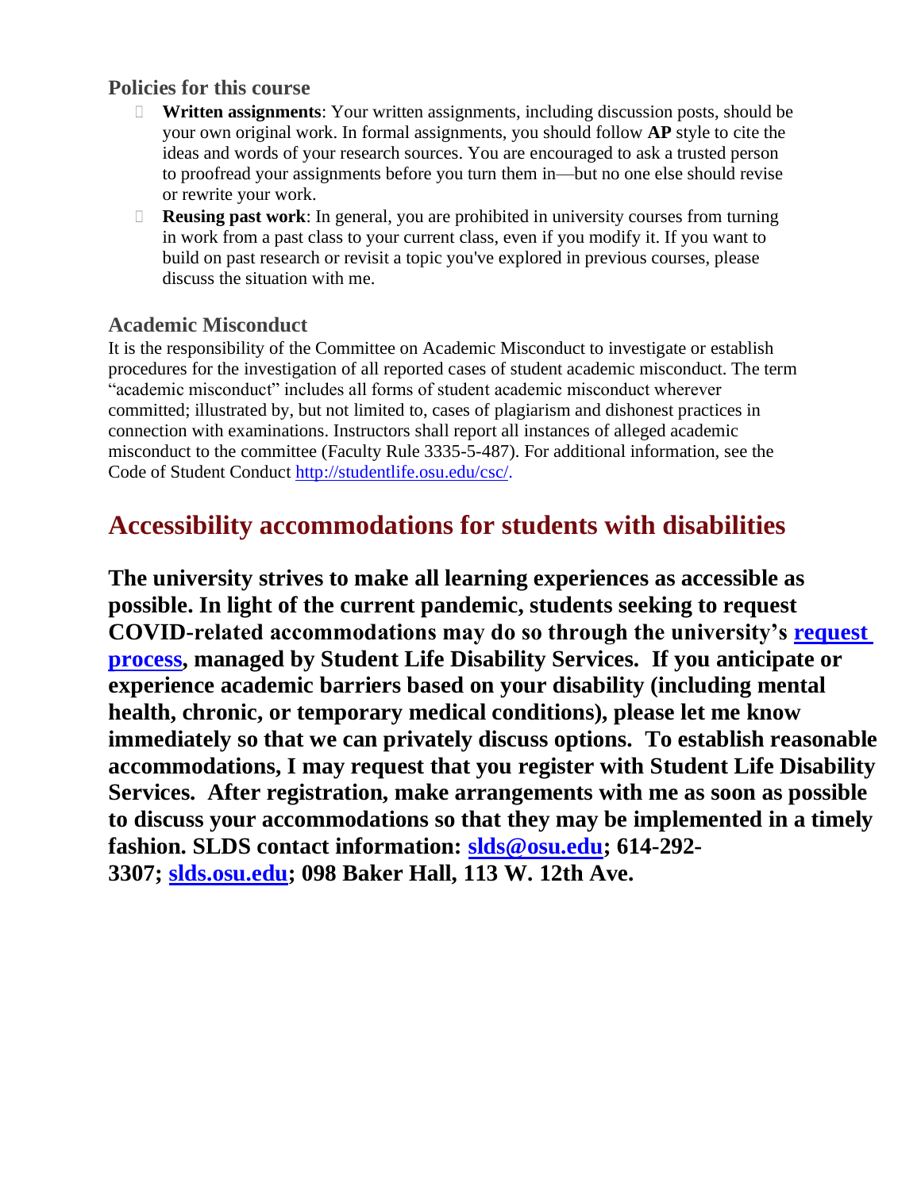### Policies for this course

- **Written assignments**: Your written assignments, including discussion posts, should be your own original work. In formal assignments, you should follow **AP** style to cite the ideas and words of your research sources. You are encouraged to ask a trusted person to proofread your assignments before you turn them in—but no one else should revise or rewrite your work.
- **Reusing past work**: In general, you are prohibited in university courses from turning in work from a past class to your current class, even if you modify it. If you want to build on past research or revisit a topic you've explored in previous courses, please discuss the situation with me.

### Academic Misconduct

It is the responsibility of the Committee on Academic Misconduct to investigate or establish procedures for the investigation of all reported cases of student academic misconduct. The term "academic misconduct" includes all forms of student academic misconduct wherever committed; illustrated by, but not limited to, cases of plagiarism and dishonest practices in connection with examinations. Instructors shall report all instances of alleged academic misconduct to the committee (Faculty Rule 3335-5-487). For additional information, see the Code of Student Conduct http://studentlife.osu.edu/csc/.

## Accessibility accommodations for students with disabilities

**The university strives to make all learning experiences as accessible as possible. In light of the current pandemic, students seeking to request COVID-related accommodations may do so through the university's request process, managed by Student Life Disability Services. If you anticipate or experience academic barriers based on your disability (including mental health, chronic, or temporary medical conditions), please let me know immediately so that we can privately discuss options. To establish reasonable accommodations, I may request that you register with Student Life Disability Services. After registration, make arrangements with me as soon as possible to discuss your accommodations so that they may be implemented in a timely fashion. SLDS contact information: slds@osu.edu; 614-292-3307; slds.osu.edu; 098 Baker Hall, 113 W. 12th Ave.**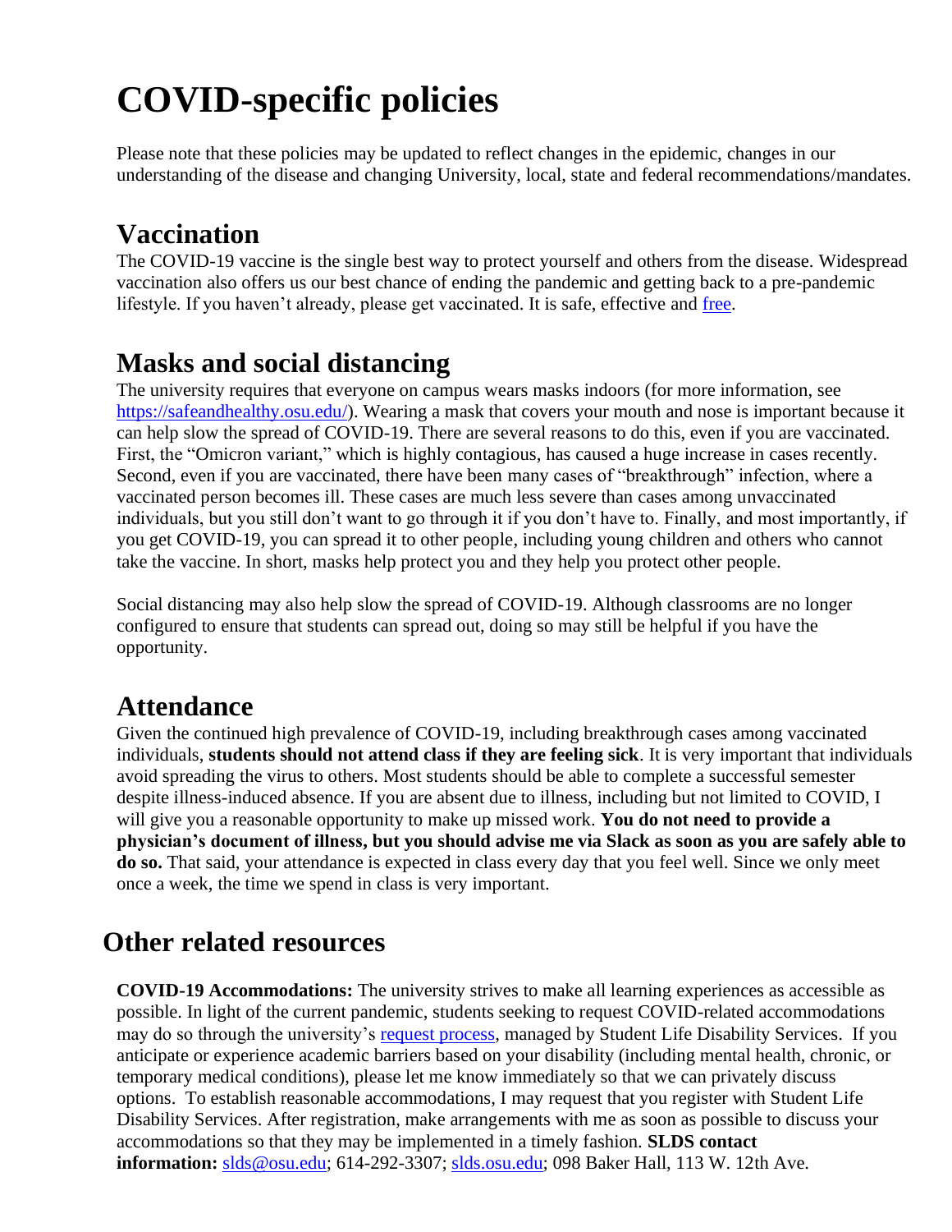# COVID-specific policies

Please note that these policies may be updated to reflect changes in the epidemic, changes in our understanding of the disease and changing University, local, state and federal recommendations/mandates.

## Vaccination

The COVID-19 vaccine is the single best way to protect yourself and others from the disease. Widespread vaccination also offers us our best chance of ending the pandemic and getting back to a pre-pandemic lifestyle. If you haven't already, please get vaccinated. It is safe, effective and [free](free).

## Masks and social distancing

The university requires that everyone on campus wears masks indoors (for more information, see [https://safeandhealthy.osu.edu/](https://safeandhealthy.osu.edu/)). Wearing a mask that covers your mouth and nose is important because it can help slow the spread of COVID-19. There are several reasons to do this, even if you are vaccinated. First, the "Omicron variant," which is highly contagious, has caused a huge increase in cases recently. Second, even if you are vaccinated, there have been many cases of "breakthrough" infection, where a vaccinated person becomes ill. These cases are much less severe than cases among unvaccinated individuals, but you still don't want to go through it if you don't have to. Finally, and most importantly, if you get COVID-19, you can spread it to other people, including young children and others who cannot take the vaccine. In short, masks help protect you and they help you protect other people.

Social distancing may also help slow the spread of COVID-19. Although classrooms are no longer configured to ensure that students can spread out, doing so may still be helpful if you have the opportunity.

## Attendance

Given the continued high prevalence of COVID-19, including breakthrough cases among vaccinated individuals, **students should not attend class if they are feeling sick**. It is very important that individuals avoid spreading the virus to others. Most students should be able to complete a successful semester despite illness-induced absence. If you are absent due to illness, including but not limited to COVID, I will give you a reasonable opportunity to make up missed work. **You do not need to provide a physician's document of illness, but you should advise me via Slack as soon as you are safely able to do so.** That said, your attendance is expected in class every day that you feel well. Since we only meet once a week, the time we spend in class is very important.

## Other related resources

**COVID-19 Accommodations:** The university strives to make all learning experiences as accessible as possible. In light of the current pandemic, students seeking to request COVID-related accommodations may do so through the university's [request process](request process), managed by Student Life Disability Services. If you anticipate or experience academic barriers based on your disability (including mental health, chronic, or temporary medical conditions), please let me know immediately so that we can privately discuss options. To establish reasonable accommodations, I may request that you register with Student Life Disability Services. After registration, make arrangements with me as soon as possible to discuss your accommodations so that they may be implemented in a timely fashion. **SLDS contact information:** [slds@osu.edu](mailto:slds@osu.edu); 614-292-3307; [slds.osu.edu](slds.osu.edu); 098 Baker Hall, 113 W. 12th Ave.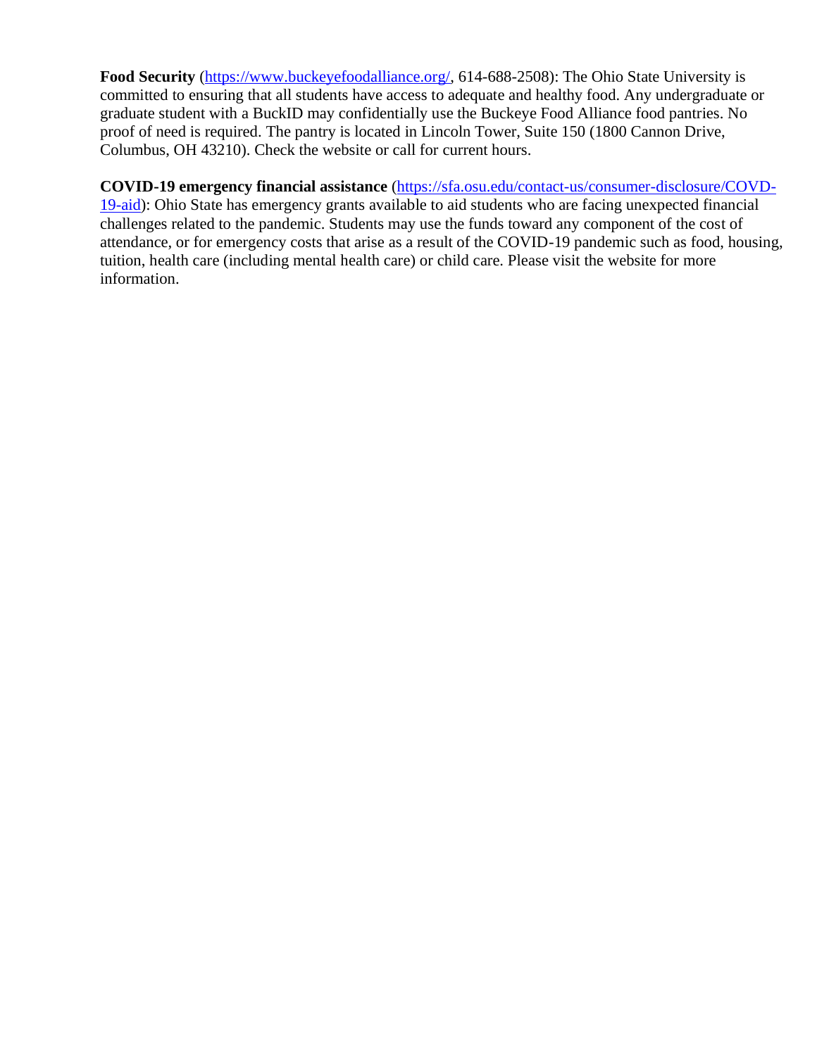**Food Security** ([https://www.buckeyefoodalliance.org/](https://www.buckeyefoodalliance.org/), 614-688-2508): The Ohio State University is committed to ensuring that all students have access to adequate and healthy food. Any undergraduate or graduate student with a BuckID may confidentially use the Buckeye Food Alliance food pantries. No proof of need is required. The pantry is located in Lincoln Tower, Suite 150 (1800 Cannon Drive, Columbus, OH 43210). Check the website or call for current hours.

**COVID-19 emergency financial assistance** ([https://sfa.osu.edu/contact-us/consumer-disclosure/COVD-19-aid](https://sfa.osu.edu/contact-us/consumer-disclosure/COVD-19-aid)): Ohio State has emergency grants available to aid students who are facing unexpected financial challenges related to the pandemic. Students may use the funds toward any component of the cost of attendance, or for emergency costs that arise as a result of the COVID-19 pandemic such as food, housing, tuition, health care (including mental health care) or child care. Please visit the website for more information.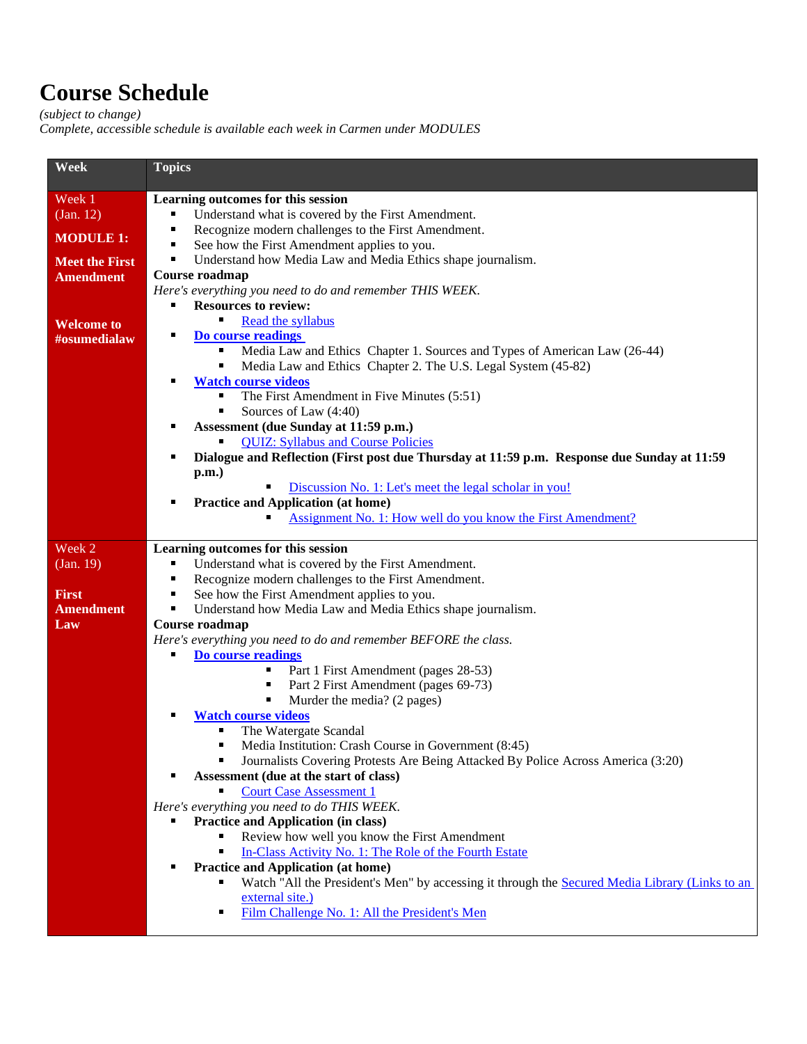# Course Schedule

*(subject to change)*
*Complete, accessible schedule is available each week in Carmen under MODULES*

| Week | Topics |
|---|---|
| Week 1 (Jan. 12) **MODULE 1: Meet the First Amendment** **Welcome to #osumedialaw** | **Learning outcomes for this session**<br>▪ Understand what is covered by the First Amendment.<br>▪ Recognize modern challenges to the First Amendment.<br>▪ See how the First Amendment applies to you.<br>▪ Understand how Media Law and Media Ethics shape journalism.<br>**Course roadmap**<br>*Here's everything you need to do and remember THIS WEEK.*<br>▪ **Resources to review:**<br>  ▪ Read the syllabus<br>▪ **Do course readings**<br>  ▪ Media Law and Ethics Chapter 1. Sources and Types of American Law (26-44)<br>  ▪ Media Law and Ethics Chapter 2. The U.S. Legal System (45-82)<br>▪ **Watch course videos**<br>  ▪ The First Amendment in Five Minutes (5:51)<br>  ▪ Sources of Law (4:40)<br>▪ **Assessment (due Sunday at 11:59 p.m.)**<br>  ▪ QUIZ: Syllabus and Course Policies<br>▪ **Dialogue and Reflection (First post due Thursday at 11:59 p.m. Response due Sunday at 11:59 p.m.)**<br>  ▪ Discussion No. 1: Let's meet the legal scholar in you!<br>▪ **Practice and Application (at home)**<br>  ▪ Assignment No. 1: How well do you know the First Amendment? |
| Week 2 (Jan. 19) **First Amendment Law** | **Learning outcomes for this session**<br>▪ Understand what is covered by the First Amendment.<br>▪ Recognize modern challenges to the First Amendment.<br>▪ See how the First Amendment applies to you.<br>▪ Understand how Media Law and Media Ethics shape journalism.<br>**Course roadmap**<br>*Here's everything you need to do and remember BEFORE the class.*<br>▪ **Do course readings**<br>  ▪ Part 1 First Amendment (pages 28-53)<br>  ▪ Part 2 First Amendment (pages 69-73)<br>  ▪ Murder the media? (2 pages)<br>▪ **Watch course videos**<br>  ▪ The Watergate Scandal<br>  ▪ Media Institution: Crash Course in Government (8:45)<br>  ▪ Journalists Covering Protests Are Being Attacked By Police Across America (3:20)<br>▪ **Assessment (due at the start of class)**<br>  ▪ Court Case Assessment 1<br>*Here's everything you need to do THIS WEEK.*<br>▪ **Practice and Application (in class)**<br>  ▪ Review how well you know the First Amendment<br>  ▪ In-Class Activity No. 1: The Role of the Fourth Estate<br>▪ **Practice and Application (at home)**<br>  ▪ Watch "All the President's Men" by accessing it through the Secured Media Library (Links to an external site.)<br>  ▪ Film Challenge No. 1: All the President's Men |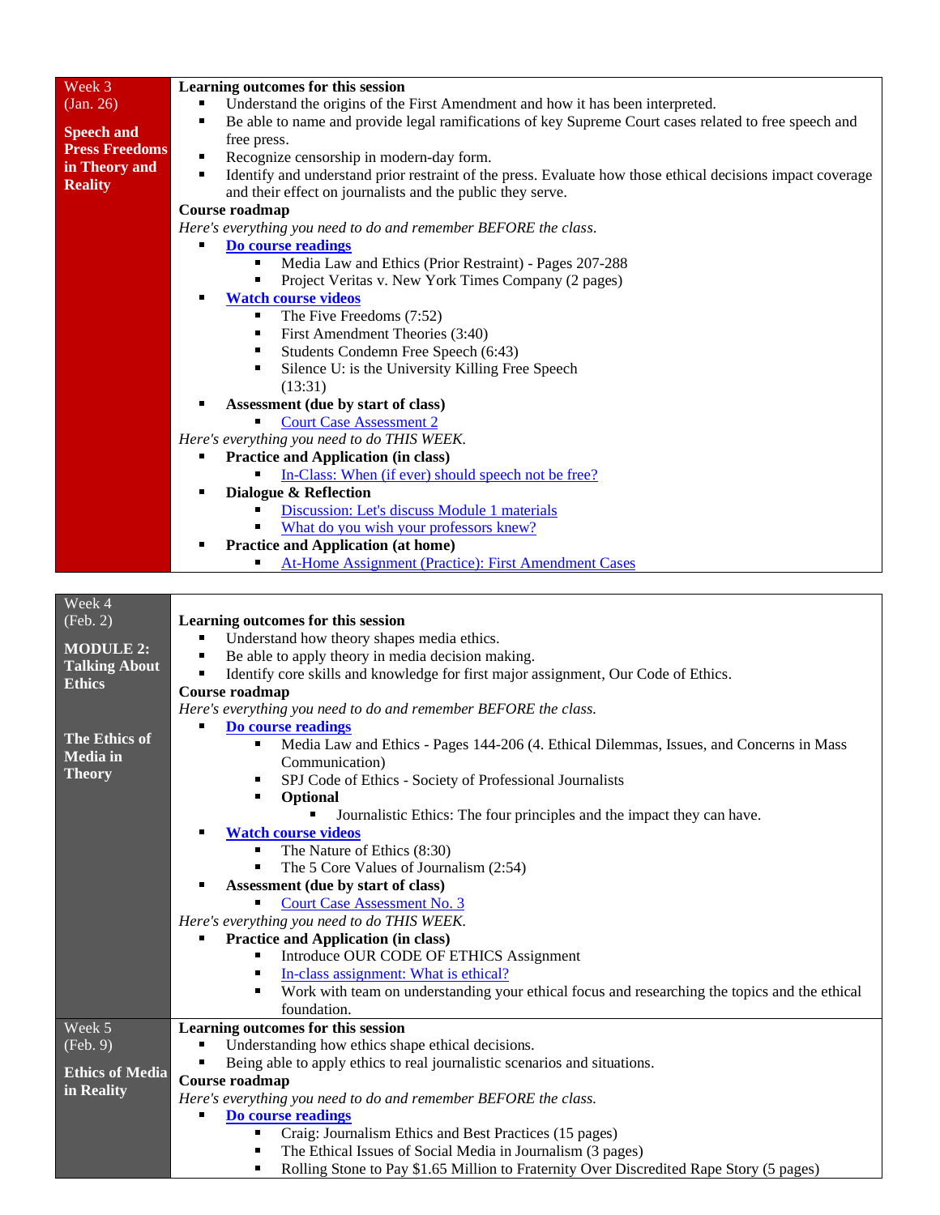| Week | Content |
|---|---|
| Week 3 (Jan. 26)<br><br>**Speech and Press Freedoms in Theory and Reality** | **Learning outcomes for this session**<br>▪ Understand the origins of the First Amendment and how it has been interpreted.<br>▪ Be able to name and provide legal ramifications of key Supreme Court cases related to free speech and free press.<br>▪ Recognize censorship in modern-day form.<br>▪ Identify and understand prior restraint of the press. Evaluate how those ethical decisions impact coverage and their effect on journalists and the public they serve.<br>**Course roadmap**<br>*Here's everything you need to do and remember BEFORE the class.*<br>▪ **Do course readings**<br>  ▪ Media Law and Ethics (Prior Restraint) - Pages 207-288<br>  ▪ Project Veritas v. New York Times Company (2 pages)<br>▪ **Watch course videos**<br>  ▪ The Five Freedoms (7:52)<br>  ▪ First Amendment Theories (3:40)<br>  ▪ Students Condemn Free Speech (6:43)<br>  ▪ Silence U: is the University Killing Free Speech (13:31)<br>▪ **Assessment (due by start of class)**<br>  ▪ Court Case Assessment 2<br>*Here's everything you need to do THIS WEEK.*<br>▪ **Practice and Application (in class)**<br>  ▪ In-Class: When (if ever) should speech not be free?<br>▪ **Dialogue & Reflection**<br>  ▪ Discussion: Let's discuss Module 1 materials<br>  ▪ What do you wish your professors knew?<br>▪ **Practice and Application (at home)**<br>  ▪ At-Home Assignment (Practice): First Amendment Cases |

| Week | Content |
|---|---|
| Week 4 (Feb. 2)<br><br>**MODULE 2: Talking About Ethics**<br><br>**The Ethics of Media in Theory** | **Learning outcomes for this session**<br>▪ Understand how theory shapes media ethics.<br>▪ Be able to apply theory in media decision making.<br>▪ Identify core skills and knowledge for first major assignment, Our Code of Ethics.<br>**Course roadmap**<br>*Here's everything you need to do and remember BEFORE the class.*<br>▪ **Do course readings**<br>  ▪ Media Law and Ethics - Pages 144-206 (4. Ethical Dilemmas, Issues, and Concerns in Mass Communication)<br>  ▪ SPJ Code of Ethics - Society of Professional Journalists<br>  ▪ **Optional**<br>    ▪ Journalistic Ethics: The four principles and the impact they can have.<br>▪ **Watch course videos**<br>  ▪ The Nature of Ethics (8:30)<br>  ▪ The 5 Core Values of Journalism (2:54)<br>▪ **Assessment (due by start of class)**<br>  ▪ Court Case Assessment No. 3<br>*Here's everything you need to do THIS WEEK.*<br>▪ **Practice and Application (in class)**<br>  ▪ Introduce OUR CODE OF ETHICS Assignment<br>  ▪ In-class assignment: What is ethical?<br>  ▪ Work with team on understanding your ethical focus and researching the topics and the ethical foundation. |
| Week 5 (Feb. 9)<br><br>**Ethics of Media in Reality** | **Learning outcomes for this session**<br>▪ Understanding how ethics shape ethical decisions.<br>▪ Being able to apply ethics to real journalistic scenarios and situations.<br>**Course roadmap**<br>*Here's everything you need to do and remember BEFORE the class.*<br>▪ **Do course readings**<br>  ▪ Craig: Journalism Ethics and Best Practices (15 pages)<br>  ▪ The Ethical Issues of Social Media in Journalism (3 pages)<br>  ▪ Rolling Stone to Pay $1.65 Million to Fraternity Over Discredited Rape Story (5 pages) |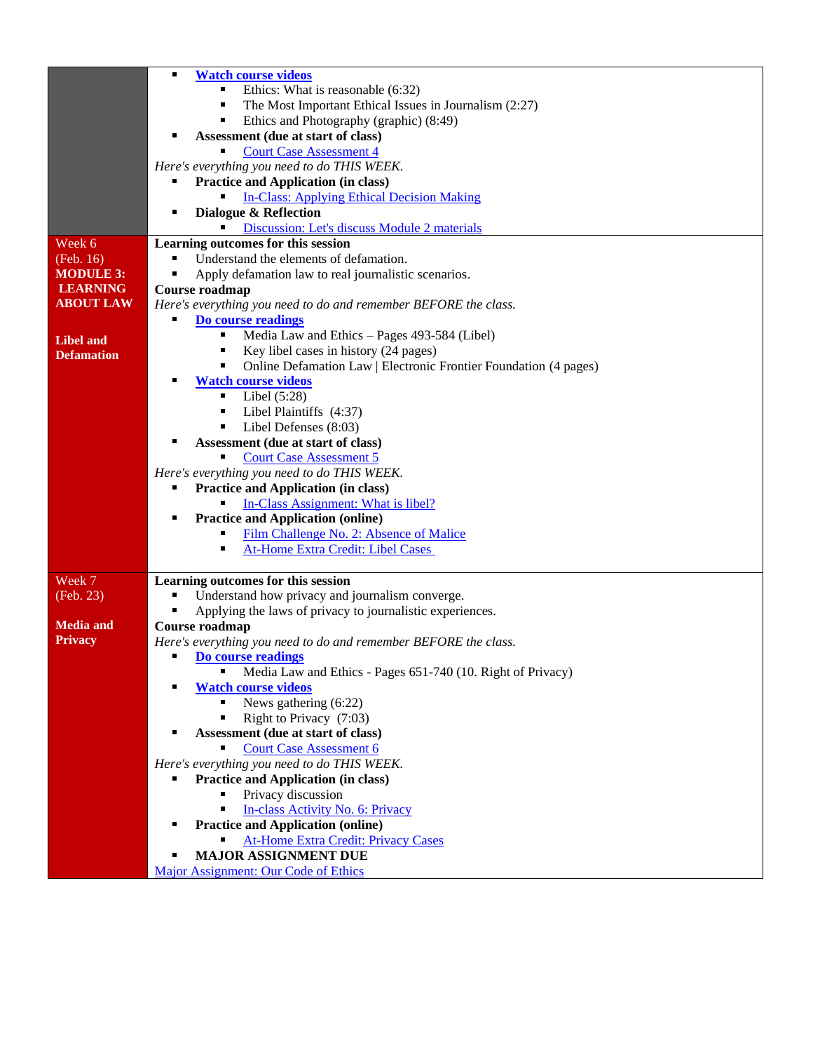| | |
|---|---|
| | ▪ **Watch course videos**<br>  ▪ Ethics: What is reasonable (6:32)<br>  ▪ The Most Important Ethical Issues in Journalism (2:27)<br>  ▪ Ethics and Photography (graphic) (8:49)<br>▪ **Assessment (due at start of class)**<br>  ▪ Court Case Assessment 4<br>*Here's everything you need to do THIS WEEK.*<br>▪ **Practice and Application (in class)**<br>  ▪ In-Class: Applying Ethical Decision Making<br>▪ **Dialogue & Reflection**<br>  ▪ Discussion: Let's discuss Module 2 materials |
| Week 6<br>(Feb. 16)<br>**MODULE 3: LEARNING ABOUT LAW**<br><br>**Libel and Defamation** | **Learning outcomes for this session**<br>▪ Understand the elements of defamation.<br>▪ Apply defamation law to real journalistic scenarios.<br>**Course roadmap**<br>*Here's everything you need to do and remember BEFORE the class.*<br>▪ **Do course readings**<br>  ▪ Media Law and Ethics – Pages 493-584 (Libel)<br>  ▪ Key libel cases in history (24 pages)<br>  ▪ Online Defamation Law \| Electronic Frontier Foundation (4 pages)<br>▪ **Watch course videos**<br>  ▪ Libel (5:28)<br>  ▪ Libel Plaintiffs (4:37)<br>  ▪ Libel Defenses (8:03)<br>▪ **Assessment (due at start of class)**<br>  ▪ Court Case Assessment 5<br>*Here's everything you need to do THIS WEEK.*<br>▪ **Practice and Application (in class)**<br>  ▪ In-Class Assignment: What is libel?<br>▪ **Practice and Application (online)**<br>  ▪ Film Challenge No. 2: Absence of Malice<br>  ▪ At-Home Extra Credit: Libel Cases |
| Week 7<br>(Feb. 23)<br><br>**Media and Privacy** | **Learning outcomes for this session**<br>▪ Understand how privacy and journalism converge.<br>▪ Applying the laws of privacy to journalistic experiences.<br>**Course roadmap**<br>*Here's everything you need to do and remember BEFORE the class.*<br>▪ **Do course readings**<br>  ▪ Media Law and Ethics - Pages 651-740 (10. Right of Privacy)<br>▪ **Watch course videos**<br>  ▪ News gathering (6:22)<br>  ▪ Right to Privacy (7:03)<br>▪ **Assessment (due at start of class)**<br>  ▪ Court Case Assessment 6<br>*Here's everything you need to do THIS WEEK.*<br>▪ **Practice and Application (in class)**<br>  ▪ Privacy discussion<br>  ▪ In-class Activity No. 6: Privacy<br>▪ **Practice and Application (online)**<br>  ▪ At-Home Extra Credit: Privacy Cases<br>▪ **MAJOR ASSIGNMENT DUE**<br>Major Assignment: Our Code of Ethics |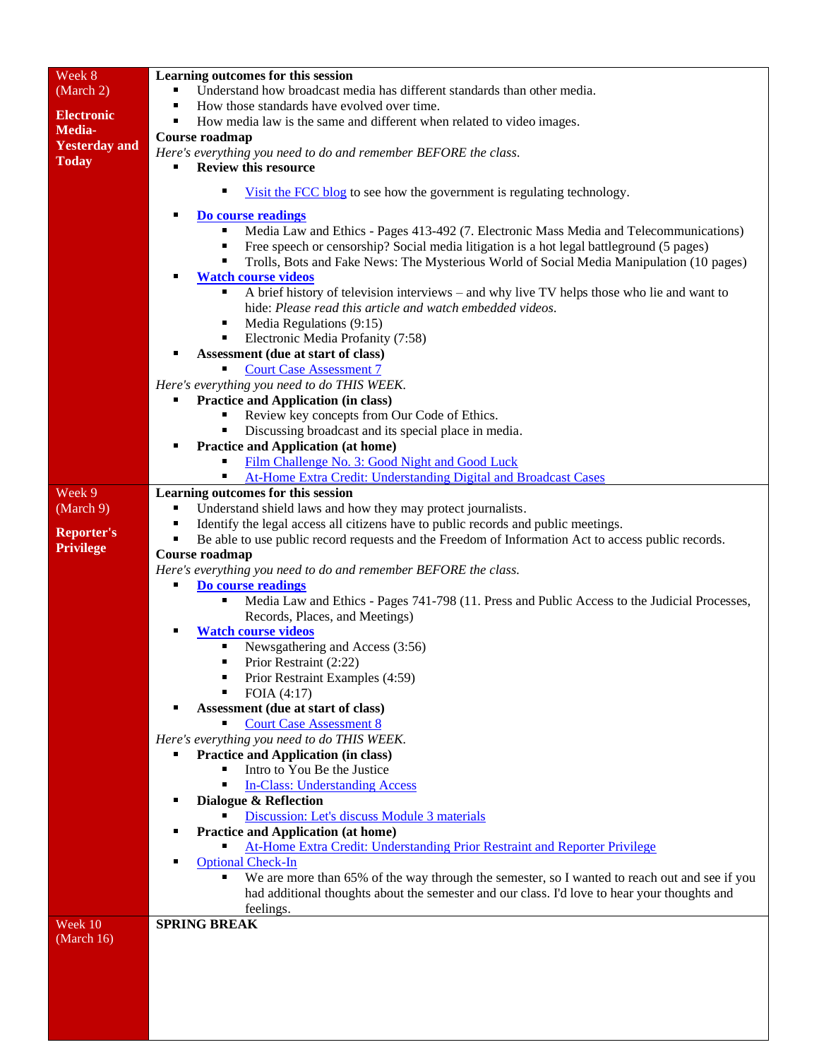| Week | Content |
|---|---|
| Week 8 (March 2)<br><br>**Electronic Media- Yesterday and Today** | **Learning outcomes for this session**<br>▪ Understand how broadcast media has different standards than other media.<br>▪ How those standards have evolved over time.<br>▪ How media law is the same and different when related to video images.<br>**Course roadmap**<br>*Here's everything you need to do and remember BEFORE the class.*<br>▪ **Review this resource**<br>&nbsp;&nbsp;&nbsp;&nbsp;▪ Visit the FCC blog to see how the government is regulating technology.<br>▪ **Do course readings**<br>&nbsp;&nbsp;&nbsp;&nbsp;▪ Media Law and Ethics - Pages 413-492 (7. Electronic Mass Media and Telecommunications)<br>&nbsp;&nbsp;&nbsp;&nbsp;▪ Free speech or censorship? Social media litigation is a hot legal battleground (5 pages)<br>&nbsp;&nbsp;&nbsp;&nbsp;▪ Trolls, Bots and Fake News: The Mysterious World of Social Media Manipulation (10 pages)<br>▪ **Watch course videos**<br>&nbsp;&nbsp;&nbsp;&nbsp;▪ A brief history of television interviews – and why live TV helps those who lie and want to hide: *Please read this article and watch embedded videos.*<br>&nbsp;&nbsp;&nbsp;&nbsp;▪ Media Regulations (9:15)<br>&nbsp;&nbsp;&nbsp;&nbsp;▪ Electronic Media Profanity (7:58)<br>▪ **Assessment (due at start of class)**<br>&nbsp;&nbsp;&nbsp;&nbsp;▪ Court Case Assessment 7<br>*Here's everything you need to do THIS WEEK.*<br>▪ **Practice and Application (in class)**<br>&nbsp;&nbsp;&nbsp;&nbsp;▪ Review key concepts from Our Code of Ethics.<br>&nbsp;&nbsp;&nbsp;&nbsp;▪ Discussing broadcast and its special place in media.<br>▪ **Practice and Application (at home)**<br>&nbsp;&nbsp;&nbsp;&nbsp;▪ Film Challenge No. 3: Good Night and Good Luck<br>&nbsp;&nbsp;&nbsp;&nbsp;▪ At-Home Extra Credit: Understanding Digital and Broadcast Cases |
| Week 9 (March 9)<br><br>**Reporter's Privilege** | **Learning outcomes for this session**<br>▪ Understand shield laws and how they may protect journalists.<br>▪ Identify the legal access all citizens have to public records and public meetings.<br>▪ Be able to use public record requests and the Freedom of Information Act to access public records.<br>**Course roadmap**<br>*Here's everything you need to do and remember BEFORE the class.*<br>▪ **Do course readings**<br>&nbsp;&nbsp;&nbsp;&nbsp;▪ Media Law and Ethics - Pages 741-798 (11. Press and Public Access to the Judicial Processes, Records, Places, and Meetings)<br>▪ **Watch course videos**<br>&nbsp;&nbsp;&nbsp;&nbsp;▪ Newsgathering and Access (3:56)<br>&nbsp;&nbsp;&nbsp;&nbsp;▪ Prior Restraint (2:22)<br>&nbsp;&nbsp;&nbsp;&nbsp;▪ Prior Restraint Examples (4:59)<br>&nbsp;&nbsp;&nbsp;&nbsp;▪ FOIA (4:17)<br>▪ **Assessment (due at start of class)**<br>&nbsp;&nbsp;&nbsp;&nbsp;▪ Court Case Assessment 8<br>*Here's everything you need to do THIS WEEK.*<br>▪ **Practice and Application (in class)**<br>&nbsp;&nbsp;&nbsp;&nbsp;▪ Intro to You Be the Justice<br>&nbsp;&nbsp;&nbsp;&nbsp;▪ In-Class: Understanding Access<br>▪ **Dialogue & Reflection**<br>&nbsp;&nbsp;&nbsp;&nbsp;▪ Discussion: Let's discuss Module 3 materials<br>▪ **Practice and Application (at home)**<br>&nbsp;&nbsp;&nbsp;&nbsp;▪ At-Home Extra Credit: Understanding Prior Restraint and Reporter Privilege<br>▪ Optional Check-In<br>&nbsp;&nbsp;&nbsp;&nbsp;▪ We are more than 65% of the way through the semester, so I wanted to reach out and see if you had additional thoughts about the semester and our class. I'd love to hear your thoughts and feelings. |
| Week 10 (March 16) | **SPRING BREAK** |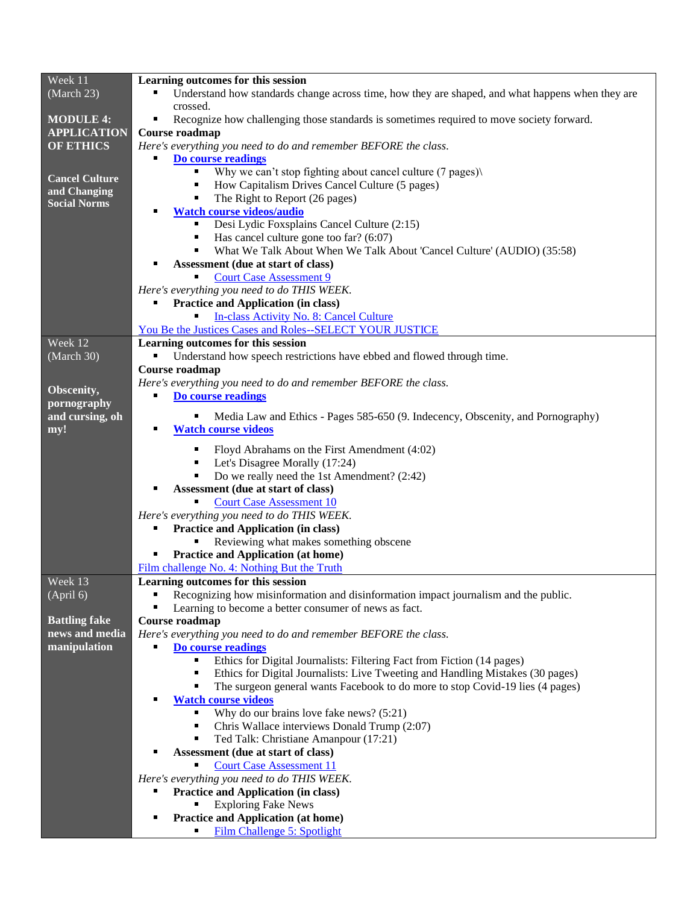| | |
|---|---|
| Week 11 (March 23)<br><br>**MODULE 4: APPLICATION OF ETHICS**<br><br>**Cancel Culture and Changing Social Norms** | **Learning outcomes for this session**<br>▪ Understand how standards change across time, how they are shaped, and what happens when they are crossed.<br>▪ Recognize how challenging those standards is sometimes required to move society forward.<br>**Course roadmap**<br>*Here's everything you need to do and remember BEFORE the class.*<br>▪ **Do course readings**<br>&nbsp;&nbsp;&nbsp;&nbsp;▪ Why we can't stop fighting about cancel culture (7 pages)\ <br>&nbsp;&nbsp;&nbsp;&nbsp;▪ How Capitalism Drives Cancel Culture (5 pages)<br>&nbsp;&nbsp;&nbsp;&nbsp;▪ The Right to Report (26 pages)<br>▪ **Watch course videos/audio**<br>&nbsp;&nbsp;&nbsp;&nbsp;▪ Desi Lydic Foxsplains Cancel Culture (2:15)<br>&nbsp;&nbsp;&nbsp;&nbsp;▪ Has cancel culture gone too far? (6:07)<br>&nbsp;&nbsp;&nbsp;&nbsp;▪ What We Talk About When We Talk About 'Cancel Culture' (AUDIO) (35:58)<br>▪ **Assessment (due at start of class)**<br>&nbsp;&nbsp;&nbsp;&nbsp;▪ Court Case Assessment 9<br>*Here's everything you need to do THIS WEEK.*<br>▪ **Practice and Application (in class)**<br>&nbsp;&nbsp;&nbsp;&nbsp;▪ In-class Activity No. 8: Cancel Culture<br>You Be the Justices Cases and Roles--SELECT YOUR JUSTICE |
| Week 12 (March 30)<br><br>**Obscenity, pornography and cursing, oh my!** | **Learning outcomes for this session**<br>▪ Understand how speech restrictions have ebbed and flowed through time.<br>**Course roadmap**<br>*Here's everything you need to do and remember BEFORE the class.*<br>▪ **Do course readings**<br>&nbsp;&nbsp;&nbsp;&nbsp;▪ Media Law and Ethics - Pages 585-650 (9. Indecency, Obscenity, and Pornography)<br>▪ **Watch course videos**<br>&nbsp;&nbsp;&nbsp;&nbsp;▪ Floyd Abrahams on the First Amendment (4:02)<br>&nbsp;&nbsp;&nbsp;&nbsp;▪ Let's Disagree Morally (17:24)<br>&nbsp;&nbsp;&nbsp;&nbsp;▪ Do we really need the 1st Amendment? (2:42)<br>▪ **Assessment (due at start of class)**<br>&nbsp;&nbsp;&nbsp;&nbsp;▪ Court Case Assessment 10<br>*Here's everything you need to do THIS WEEK.*<br>▪ **Practice and Application (in class)**<br>&nbsp;&nbsp;&nbsp;&nbsp;▪ Reviewing what makes something obscene<br>▪ **Practice and Application (at home)**<br>Film challenge No. 4: Nothing But the Truth |
| Week 13 (April 6)<br><br>**Battling fake news and media manipulation** | **Learning outcomes for this session**<br>▪ Recognizing how misinformation and disinformation impact journalism and the public.<br>▪ Learning to become a better consumer of news as fact.<br>**Course roadmap**<br>*Here's everything you need to do and remember BEFORE the class.*<br>▪ **Do course readings**<br>&nbsp;&nbsp;&nbsp;&nbsp;▪ Ethics for Digital Journalists: Filtering Fact from Fiction (14 pages)<br>&nbsp;&nbsp;&nbsp;&nbsp;▪ Ethics for Digital Journalists: Live Tweeting and Handling Mistakes (30 pages)<br>&nbsp;&nbsp;&nbsp;&nbsp;▪ The surgeon general wants Facebook to do more to stop Covid-19 lies (4 pages)<br>▪ **Watch course videos**<br>&nbsp;&nbsp;&nbsp;&nbsp;▪ Why do our brains love fake news? (5:21)<br>&nbsp;&nbsp;&nbsp;&nbsp;▪ Chris Wallace interviews Donald Trump (2:07)<br>&nbsp;&nbsp;&nbsp;&nbsp;▪ Ted Talk: Christiane Amanpour (17:21)<br>▪ **Assessment (due at start of class)**<br>&nbsp;&nbsp;&nbsp;&nbsp;▪ Court Case Assessment 11<br>*Here's everything you need to do THIS WEEK.*<br>▪ **Practice and Application (in class)**<br>&nbsp;&nbsp;&nbsp;&nbsp;▪ Exploring Fake News<br>▪ **Practice and Application (at home)**<br>&nbsp;&nbsp;&nbsp;&nbsp;▪ Film Challenge 5: Spotlight |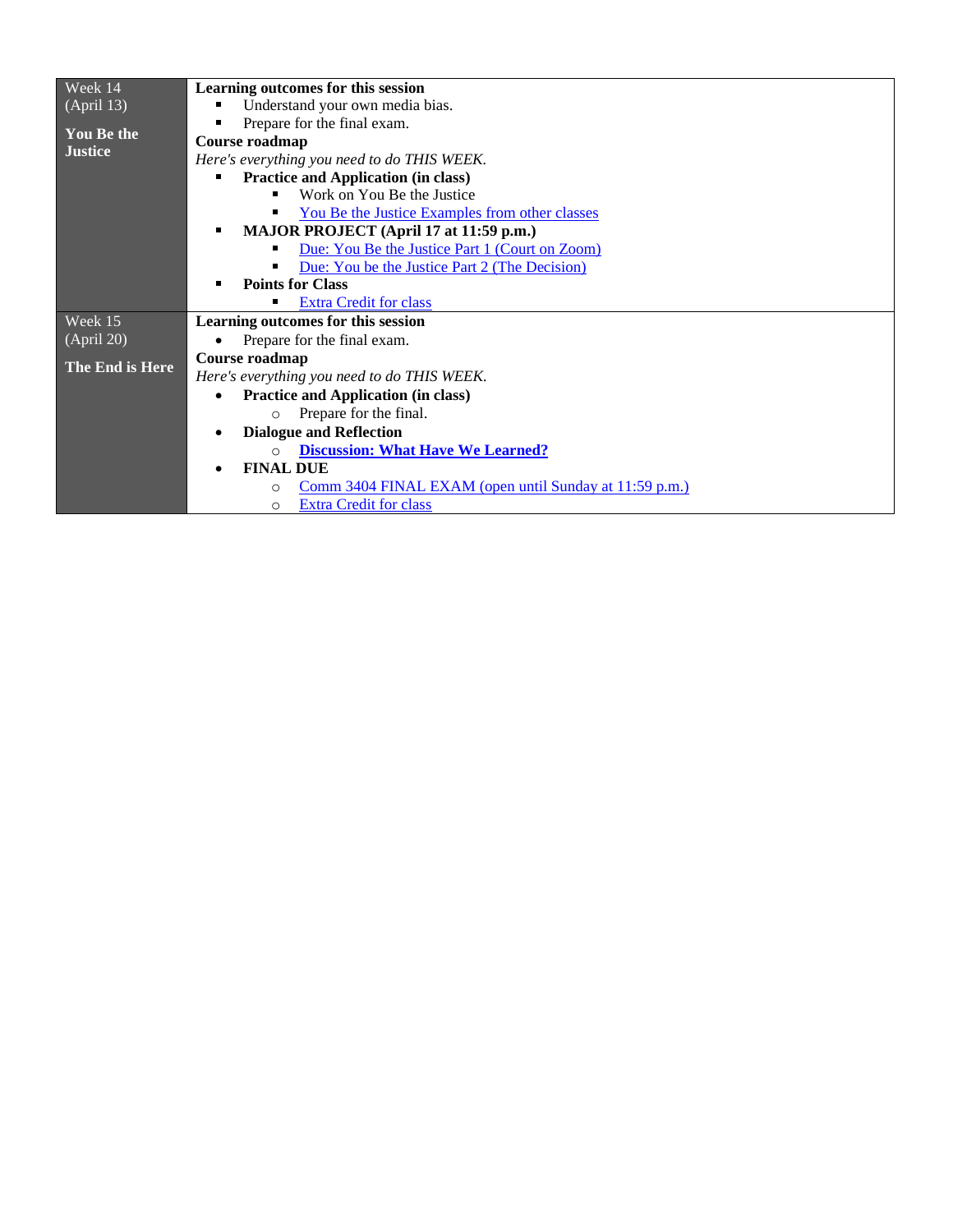| | |
|---|---|
| Week 14<br>(April 13)<br><br>**You Be the Justice** | **Learning outcomes for this session**<br>▪ Understand your own media bias.<br>▪ Prepare for the final exam.<br>**Course roadmap**<br>*Here's everything you need to do THIS WEEK.*<br>▪ **Practice and Application (in class)**<br>&nbsp;&nbsp;&nbsp;&nbsp;▪ Work on You Be the Justice<br>&nbsp;&nbsp;&nbsp;&nbsp;▪ You Be the Justice Examples from other classes<br>▪ **MAJOR PROJECT (April 17 at 11:59 p.m.)**<br>&nbsp;&nbsp;&nbsp;&nbsp;▪ Due: You Be the Justice Part 1 (Court on Zoom)<br>&nbsp;&nbsp;&nbsp;&nbsp;▪ Due: You be the Justice Part 2 (The Decision)<br>▪ **Points for Class**<br>&nbsp;&nbsp;&nbsp;&nbsp;▪ Extra Credit for class |
| Week 15<br>(April 20)<br><br>**The End is Here** | **Learning outcomes for this session**<br>• Prepare for the final exam.<br>**Course roadmap**<br>*Here's everything you need to do THIS WEEK.*<br>• **Practice and Application (in class)**<br>&nbsp;&nbsp;&nbsp;&nbsp;○ Prepare for the final.<br>• **Dialogue and Reflection**<br>&nbsp;&nbsp;&nbsp;&nbsp;○ **Discussion: What Have We Learned?**<br>• **FINAL DUE**<br>&nbsp;&nbsp;&nbsp;&nbsp;○ Comm 3404 FINAL EXAM (open until Sunday at 11:59 p.m.)<br>&nbsp;&nbsp;&nbsp;&nbsp;○ Extra Credit for class |